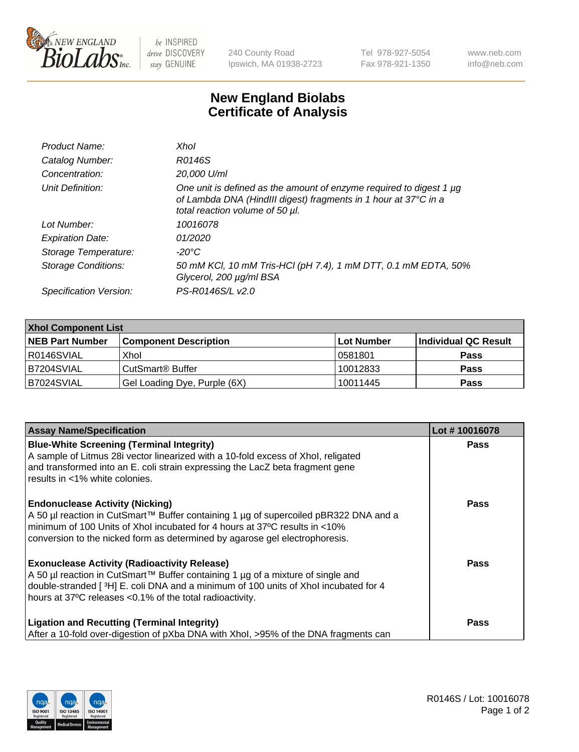New England BioLabs Inc. — be INSPIRED drive DISCOVERY stay GENUINE

240 County Road
Ipswich, MA 01938-2723

Tel 978-927-5054
Fax 978-921-1350

www.neb.com
info@neb.com

# New England Biolabs Certificate of Analysis

| | |
|---|---|
| *Product Name:* | *XhoI* |
| *Catalog Number:* | *R0146S* |
| *Concentration:* | *20,000 U/ml* |
| *Unit Definition:* | *One unit is defined as the amount of enzyme required to digest 1 µg of Lambda DNA (HindIII digest) fragments in 1 hour at 37°C in a total reaction volume of 50 µl.* |
| *Lot Number:* | *10016078* |
| *Expiration Date:* | *01/2020* |
| *Storage Temperature:* | *-20°C* |
| *Storage Conditions:* | *50 mM KCl, 10 mM Tris-HCl (pH 7.4), 1 mM DTT, 0.1 mM EDTA, 50% Glycerol, 200 µg/ml BSA* |
| *Specification Version:* | *PS-R0146S/L v2.0* |

| XhoI Component List | | | |
|---|---|---|---|
| **NEB Part Number** | **Component Description** | **Lot Number** | **Individual QC Result** |
| R0146SVIAL | XhoI | 0581801 | **Pass** |
| B7204SVIAL | CutSmart® Buffer | 10012833 | **Pass** |
| B7024SVIAL | Gel Loading Dye, Purple (6X) | 10011445 | **Pass** |

| Assay Name/Specification | Lot # 10016078 |
|---|---|
| **Blue-White Screening (Terminal Integrity)** A sample of Litmus 28i vector linearized with a 10-fold excess of XhoI, religated and transformed into an E. coli strain expressing the LacZ beta fragment gene results in <1% white colonies. | **Pass** |
| **Endonuclease Activity (Nicking)** A 50 µl reaction in CutSmart™ Buffer containing 1 µg of supercoiled pBR322 DNA and a minimum of 100 Units of XhoI incubated for 4 hours at 37ºC results in <10% conversion to the nicked form as determined by agarose gel electrophoresis. | **Pass** |
| **Exonuclease Activity (Radioactivity Release)** A 50 µl reaction in CutSmart™ Buffer containing 1 µg of a mixture of single and double-stranded [ $^{3}$H] E. coli DNA and a minimum of 100 units of XhoI incubated for 4 hours at 37ºC releases <0.1% of the total radioactivity. | **Pass** |
| **Ligation and Recutting (Terminal Integrity)** After a 10-fold over-digestion of pXba DNA with XhoI, >95% of the DNA fragments can | **Pass** |

R0146S / Lot: 10016078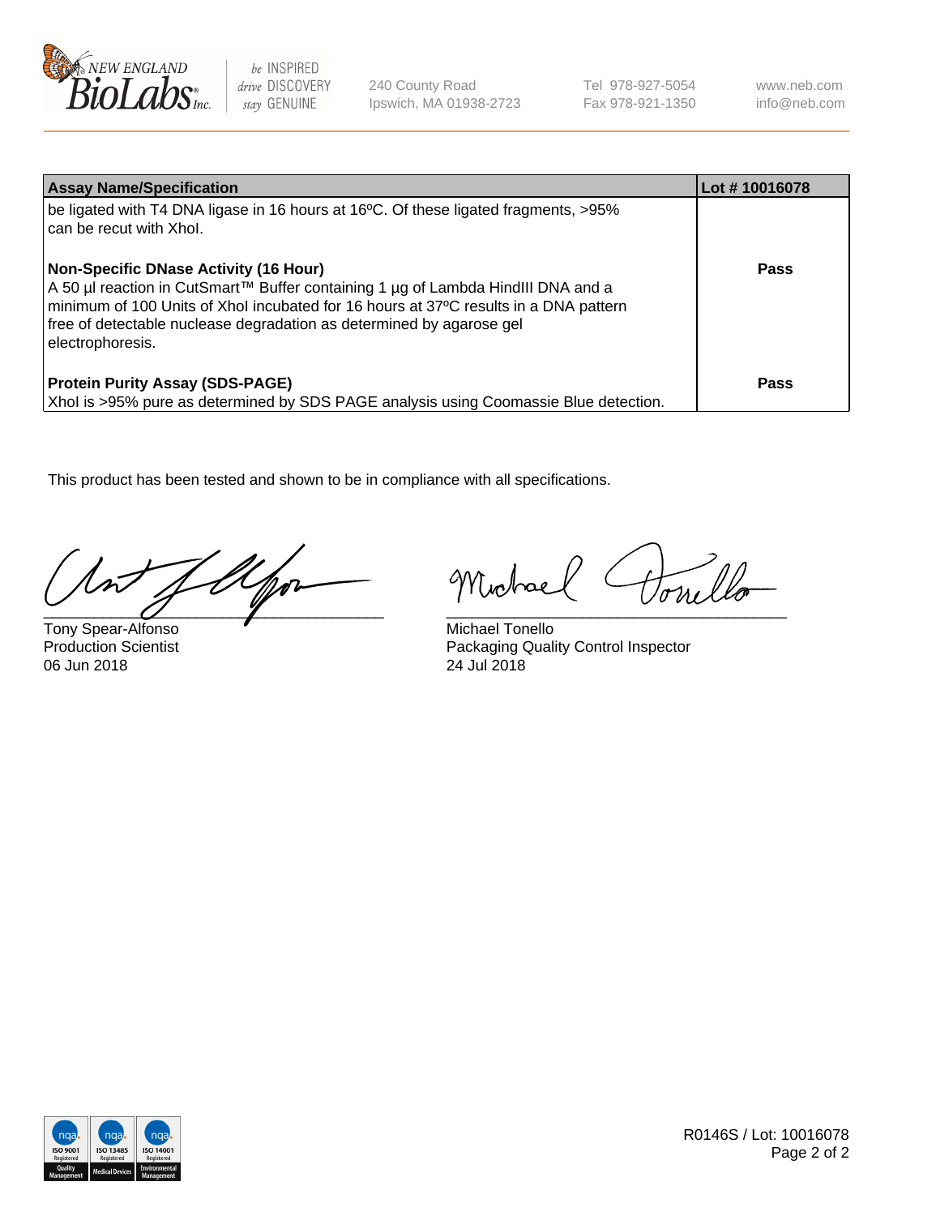| Assay Name/Specification | Lot # 10016078 |
|---|---|
| be ligated with T4 DNA ligase in 16 hours at 16ºC. Of these ligated fragments, >95% can be recut with XhoI. | |
| **Non-Specific DNase Activity (16 Hour)**<br>A 50 µl reaction in CutSmart™ Buffer containing 1 µg of Lambda HindIII DNA and a minimum of 100 Units of XhoI incubated for 16 hours at 37ºC results in a DNA pattern free of detectable nuclease degradation as determined by agarose gel electrophoresis. | **Pass** |
| **Protein Purity Assay (SDS-PAGE)**<br>XhoI is >95% pure as determined by SDS PAGE analysis using Coomassie Blue detection. | **Pass** |

This product has been tested and shown to be in compliance with all specifications.

Tony Spear-Alfonso
Production Scientist
06 Jun 2018

Michael Tonello
Packaging Quality Control Inspector
24 Jul 2018

R0146S / Lot: 10016078